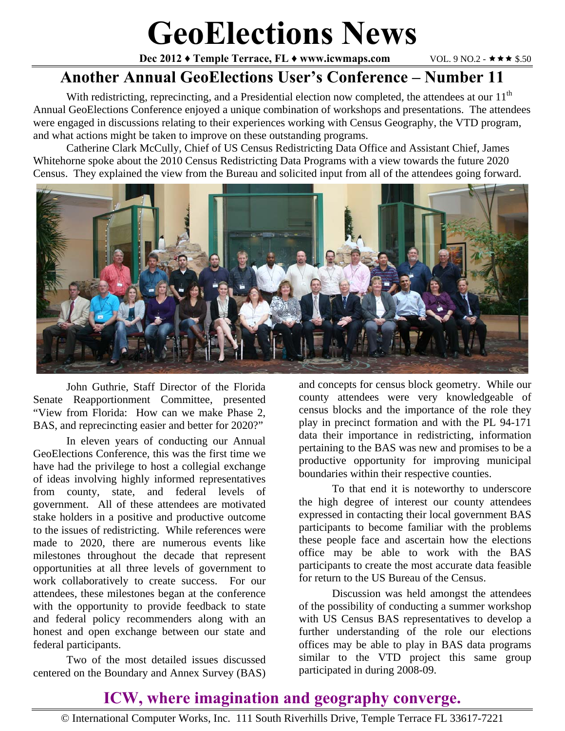# GeoElections News

**Dec 2012 ♦ Temple Terrace, FL ♦ www.icwmaps.com** VOL. 9 NO.2 - ★★★ $.50

## Another Annual GeoElections User's Conference – Number 11

With redistricting, reprecincting, and a Presidential election now completed, the attendees at our 11th Annual GeoElections Conference enjoyed a unique combination of workshops and presentations. The attendees were engaged in discussions relating to their experiences working with Census Geography, the VTD program, and what actions might be taken to improve on these outstanding programs.

Catherine Clark McCully, Chief of US Census Redistricting Data Office and Assistant Chief, James Whitehorne spoke about the 2010 Census Redistricting Data Programs with a view towards the future 2020 Census. They explained the view from the Bureau and solicited input from all of the attendees going forward.

John Guthrie, Staff Director of the Florida Senate Reapportionment Committee, presented "View from Florida: How can we make Phase 2, BAS, and reprecincting easier and better for 2020?"

In eleven years of conducting our Annual GeoElections Conference, this was the first time we have had the privilege to host a collegial exchange of ideas involving highly informed representatives from county, state, and federal levels of government. All of these attendees are motivated stake holders in a positive and productive outcome to the issues of redistricting. While references were made to 2020, there are numerous events like milestones throughout the decade that represent opportunities at all three levels of government to work collaboratively to create success. For our attendees, these milestones began at the conference with the opportunity to provide feedback to state and federal policy recommenders along with an honest and open exchange between our state and federal participants.

Two of the most detailed issues discussed centered on the Boundary and Annex Survey (BAS) and concepts for census block geometry. While our county attendees were very knowledgeable of census blocks and the importance of the role they play in precinct formation and with the PL 94-171 data their importance in redistricting, information pertaining to the BAS was new and promises to be a productive opportunity for improving municipal boundaries within their respective counties.

To that end it is noteworthy to underscore the high degree of interest our county attendees expressed in contacting their local government BAS participants to become familiar with the problems these people face and ascertain how the elections office may be able to work with the BAS participants to create the most accurate data feasible for return to the US Bureau of the Census.

Discussion was held amongst the attendees of the possibility of conducting a summer workshop with US Census BAS representatives to develop a further understanding of the role our elections offices may be able to play in BAS data programs similar to the VTD project this same group participated in during 2008-09.

**ICW, where imagination and geography converge.**

© International Computer Works, Inc. 111 South Riverhills Drive, Temple Terrace FL 33617-7221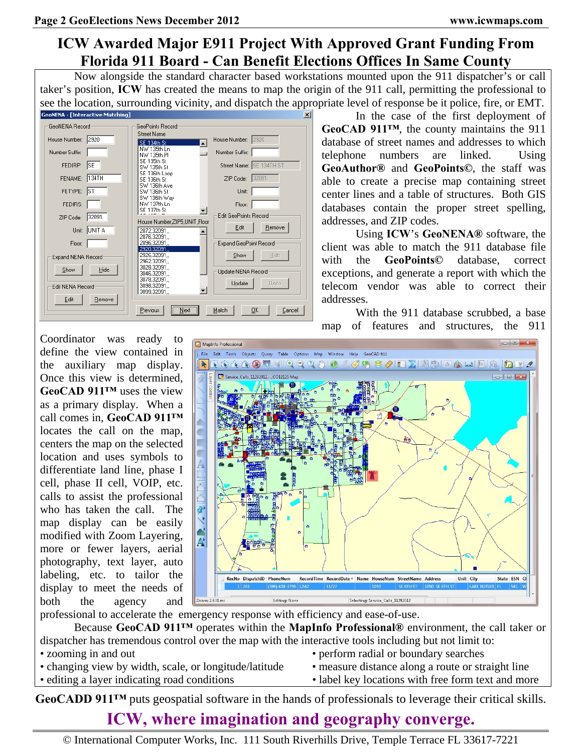# ICW Awarded Major E911 Project With Approved Grant Funding From Florida 911 Board - Can Benefit Elections Offices In Same County

Now alongside the standard character based workstations mounted upon the 911 dispatcher's or call taker's position, **ICW** has created the means to map the origin of the 911 call, permitting the professional to see the location, surrounding vicinity, and dispatch the appropriate level of response be it police, fire, or EMT.

In the case of the first deployment of **GeoCAD 911™**, the county maintains the 911 database of street names and addresses to which telephone numbers are linked. Using **GeoAuthor®** and **GeoPoints©**, the staff was able to create a precise map containing street center lines and a table of structures. Both GIS databases contain the proper street spelling, addresses, and ZIP codes.

Using **ICW**'s **GeoNENA®** software, the client was able to match the 911 database file with the **GeoPoints©** database, correct exceptions, and generate a report with which the telecom vendor was able to correct their addresses.

With the 911 database scrubbed, a base map of features and structures, the 911 Coordinator was ready to define the view contained in the auxiliary map display. Once this view is determined, **GeoCAD 911™** uses the view as a primary display. When a call comes in, **GeoCAD 911™** locates the call on the map, centers the map on the selected location and uses symbols to differentiate land line, phase I cell, phase II cell, VOIP, etc. calls to assist the professional who has taken the call. The map display can be easily modified with Zoom Layering, more or fewer layers, aerial photography, text layer, auto labeling, etc. to tailor the display to meet the needs of both the agency and professional to accelerate the emergency response with efficiency and ease-of-use.

Because **GeoCAD 911™** operates within the **MapInfo Professional®** environment, the call taker or dispatcher has tremendous control over the map with the interactive tools including but not limit to:

- zooming in and out
- changing view by width, scale, or longitude/latitude
- editing a layer indicating road conditions
- perform radial or boundary searches
- measure distance along a route or straight line
- label key locations with free form text and more

**GeoCADD 911™** puts geospatial software in the hands of professionals to leverage their critical skills.

## ICW, where imagination and geography converge.

© International Computer Works, Inc. 111 South Riverhills Drive, Temple Terrace FL 33617-7221